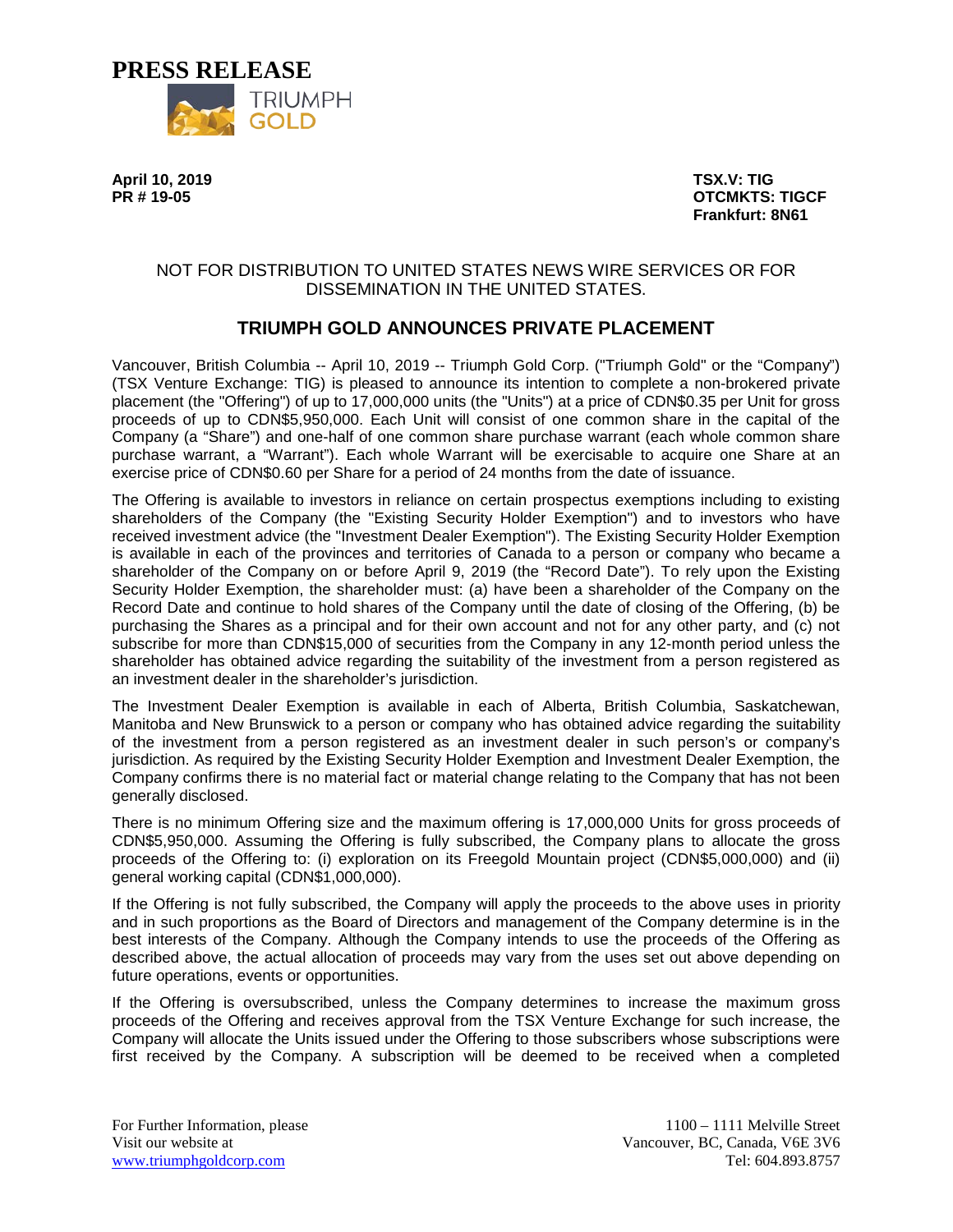# PRESS RELEASE

TRIUMPH GOLD

**April 10, 2019**
**PR # 19-05**

**TSX.V: TIG**
**OTCMKTS: TIGCF**
**Frankfurt: 8N61**

NOT FOR DISTRIBUTION TO UNITED STATES NEWS WIRE SERVICES OR FOR DISSEMINATION IN THE UNITED STATES.

## TRIUMPH GOLD ANNOUNCES PRIVATE PLACEMENT

Vancouver, British Columbia -- April 10, 2019 -- Triumph Gold Corp. ("Triumph Gold" or the "Company") (TSX Venture Exchange: TIG) is pleased to announce its intention to complete a non-brokered private placement (the "Offering") of up to 17,000,000 units (the "Units") at a price of CDN$0.35 per Unit for gross proceeds of up to CDN$5,950,000. Each Unit will consist of one common share in the capital of the Company (a "Share") and one-half of one common share purchase warrant (each whole common share purchase warrant, a "Warrant"). Each whole Warrant will be exercisable to acquire one Share at an exercise price of CDN$0.60 per Share for a period of 24 months from the date of issuance.

The Offering is available to investors in reliance on certain prospectus exemptions including to existing shareholders of the Company (the "Existing Security Holder Exemption") and to investors who have received investment advice (the "Investment Dealer Exemption"). The Existing Security Holder Exemption is available in each of the provinces and territories of Canada to a person or company who became a shareholder of the Company on or before April 9, 2019 (the "Record Date"). To rely upon the Existing Security Holder Exemption, the shareholder must: (a) have been a shareholder of the Company on the Record Date and continue to hold shares of the Company until the date of closing of the Offering, (b) be purchasing the Shares as a principal and for their own account and not for any other party, and (c) not subscribe for more than CDN$15,000 of securities from the Company in any 12-month period unless the shareholder has obtained advice regarding the suitability of the investment from a person registered as an investment dealer in the shareholder's jurisdiction.

The Investment Dealer Exemption is available in each of Alberta, British Columbia, Saskatchewan, Manitoba and New Brunswick to a person or company who has obtained advice regarding the suitability of the investment from a person registered as an investment dealer in such person's or company's jurisdiction. As required by the Existing Security Holder Exemption and Investment Dealer Exemption, the Company confirms there is no material fact or material change relating to the Company that has not been generally disclosed.

There is no minimum Offering size and the maximum offering is 17,000,000 Units for gross proceeds of CDN$5,950,000. Assuming the Offering is fully subscribed, the Company plans to allocate the gross proceeds of the Offering to: (i) exploration on its Freegold Mountain project (CDN$5,000,000) and (ii) general working capital (CDN$1,000,000).

If the Offering is not fully subscribed, the Company will apply the proceeds to the above uses in priority and in such proportions as the Board of Directors and management of the Company determine is in the best interests of the Company. Although the Company intends to use the proceeds of the Offering as described above, the actual allocation of proceeds may vary from the uses set out above depending on future operations, events or opportunities.

If the Offering is oversubscribed, unless the Company determines to increase the maximum gross proceeds of the Offering and receives approval from the TSX Venture Exchange for such increase, the Company will allocate the Units issued under the Offering to those subscribers whose subscriptions were first received by the Company. A subscription will be deemed to be received when a completed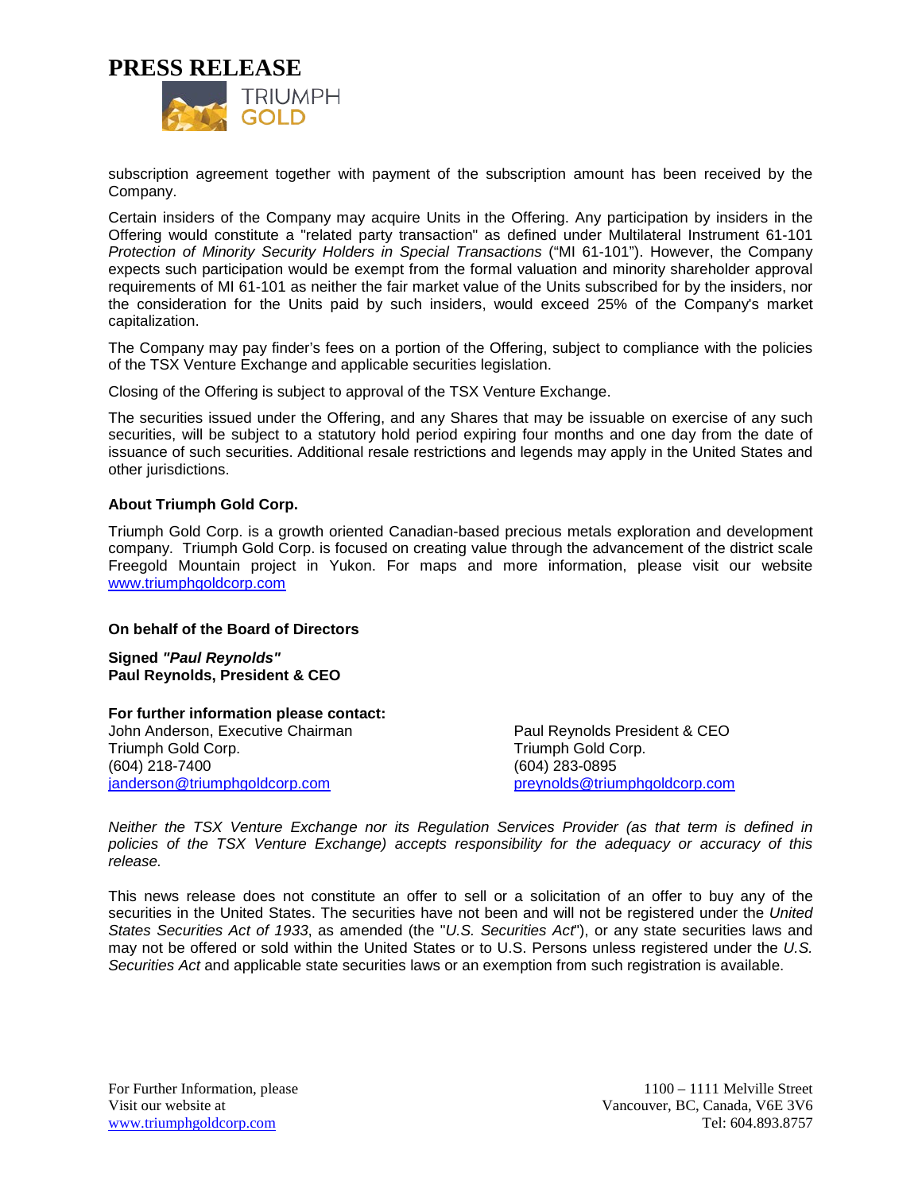subscription agreement together with payment of the subscription amount has been received by the Company.

Certain insiders of the Company may acquire Units in the Offering. Any participation by insiders in the Offering would constitute a "related party transaction" as defined under Multilateral Instrument 61-101 *Protection of Minority Security Holders in Special Transactions* ("MI 61-101"). However, the Company expects such participation would be exempt from the formal valuation and minority shareholder approval requirements of MI 61-101 as neither the fair market value of the Units subscribed for by the insiders, nor the consideration for the Units paid by such insiders, would exceed 25% of the Company's market capitalization.

The Company may pay finder's fees on a portion of the Offering, subject to compliance with the policies of the TSX Venture Exchange and applicable securities legislation.

Closing of the Offering is subject to approval of the TSX Venture Exchange.

The securities issued under the Offering, and any Shares that may be issuable on exercise of any such securities, will be subject to a statutory hold period expiring four months and one day from the date of issuance of such securities. Additional resale restrictions and legends may apply in the United States and other jurisdictions.

**About Triumph Gold Corp.**

Triumph Gold Corp. is a growth oriented Canadian-based precious metals exploration and development company. Triumph Gold Corp. is focused on creating value through the advancement of the district scale Freegold Mountain project in Yukon. For maps and more information, please visit our website www.triumphgoldcorp.com

**On behalf of the Board of Directors**

**Signed *"Paul Reynolds"***
**Paul Reynolds, President & CEO**

**For further information please contact:**

John Anderson, Executive Chairman
Triumph Gold Corp.
(604) 218-7400
janderson@triumphgoldcorp.com

Paul Reynolds President & CEO
Triumph Gold Corp.
(604) 283-0895
preynolds@triumphgoldcorp.com

*Neither the TSX Venture Exchange nor its Regulation Services Provider (as that term is defined in policies of the TSX Venture Exchange) accepts responsibility for the adequacy or accuracy of this release.*

This news release does not constitute an offer to sell or a solicitation of an offer to buy any of the securities in the United States. The securities have not been and will not be registered under the *United States Securities Act of 1933*, as amended (the "*U.S. Securities Act*"), or any state securities laws and may not be offered or sold within the United States or to U.S. Persons unless registered under the *U.S. Securities Act* and applicable state securities laws or an exemption from such registration is available.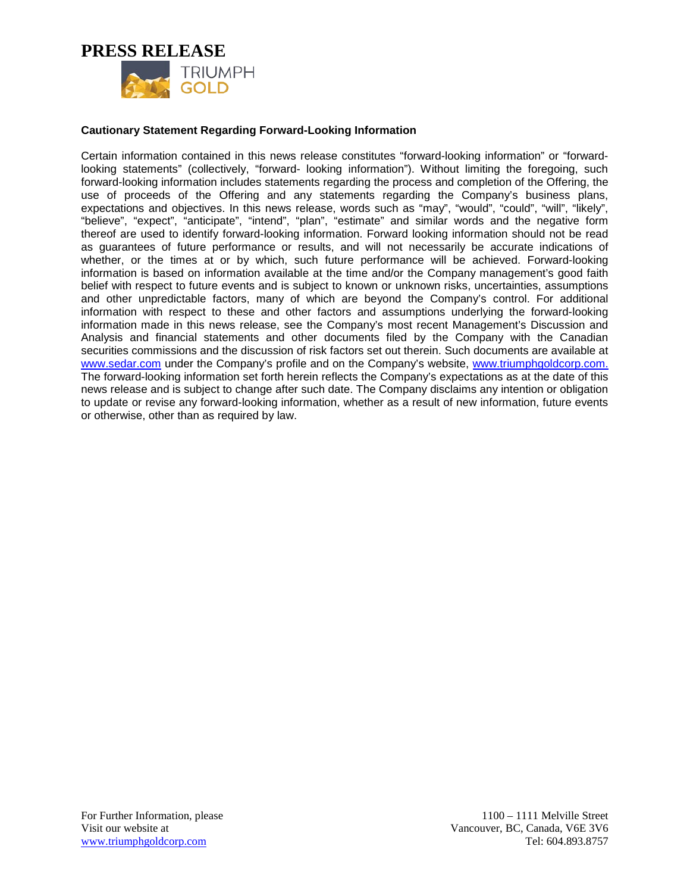**Cautionary Statement Regarding Forward-Looking Information**

Certain information contained in this news release constitutes “forward-looking information” or “forward-looking statements” (collectively, “forward- looking information”). Without limiting the foregoing, such forward-looking information includes statements regarding the process and completion of the Offering, the use of proceeds of the Offering and any statements regarding the Company’s business plans, expectations and objectives. In this news release, words such as “may”, “would”, “could”, “will”, “likely”, “believe”, “expect”, “anticipate”, “intend”, “plan”, “estimate” and similar words and the negative form thereof are used to identify forward-looking information. Forward looking information should not be read as guarantees of future performance or results, and will not necessarily be accurate indications of whether, or the times at or by which, such future performance will be achieved. Forward-looking information is based on information available at the time and/or the Company management’s good faith belief with respect to future events and is subject to known or unknown risks, uncertainties, assumptions and other unpredictable factors, many of which are beyond the Company’s control. For additional information with respect to these and other factors and assumptions underlying the forward-looking information made in this news release, see the Company’s most recent Management’s Discussion and Analysis and financial statements and other documents filed by the Company with the Canadian securities commissions and the discussion of risk factors set out therein. Such documents are available at www.sedar.com under the Company’s profile and on the Company’s website, www.triumphgoldcorp.com. The forward-looking information set forth herein reflects the Company’s expectations as at the date of this news release and is subject to change after such date. The Company disclaims any intention or obligation to update or revise any forward-looking information, whether as a result of new information, future events or otherwise, other than as required by law.